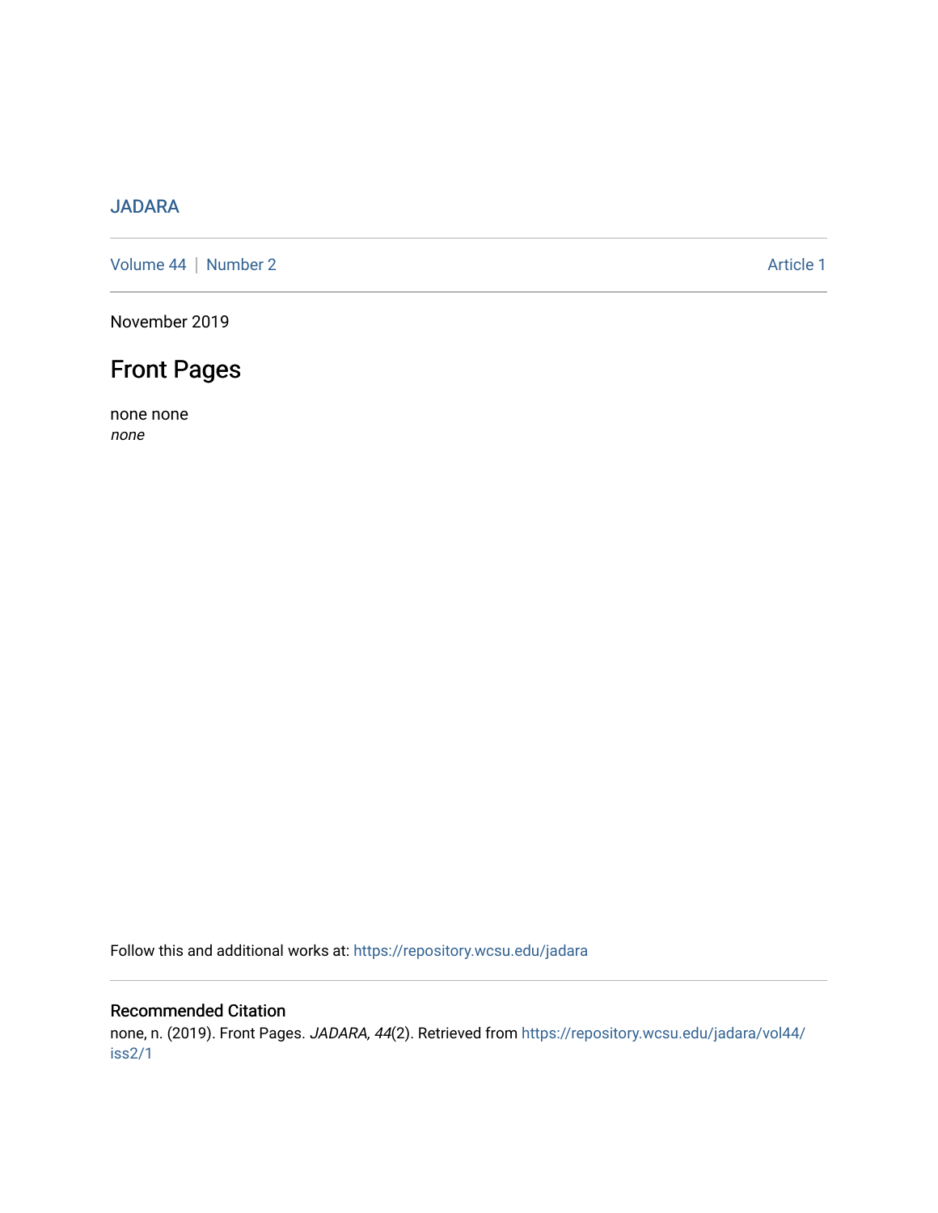JADARA

Volume 44 | Number 2 Article 1

November 2019

# Front Pages

none none

*none*

Follow this and additional works at: https://repository.wcsu.edu/jadara

## Recommended Citation

none, n. (2019). Front Pages. *JADARA, 44*(2). Retrieved from https://repository.wcsu.edu/jadara/vol44/iss2/1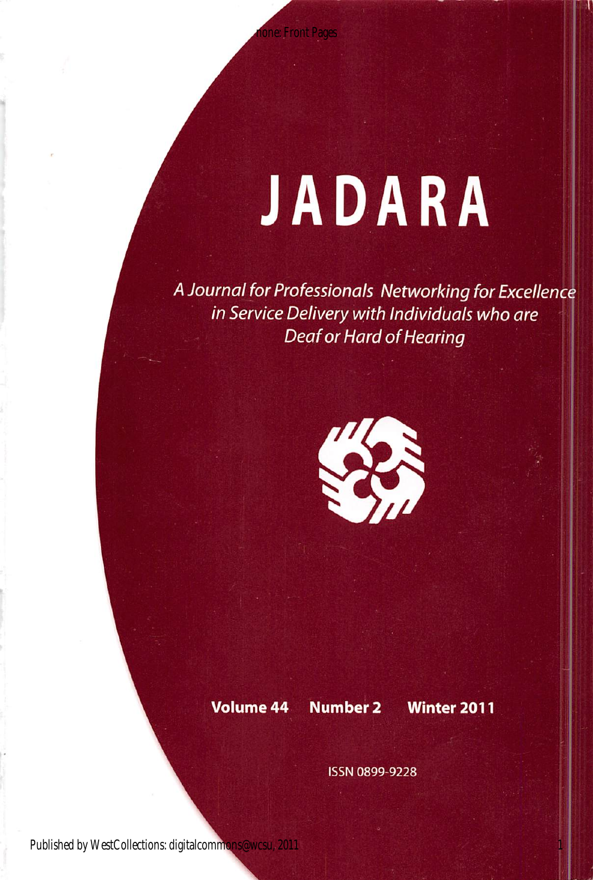# JADARA

*A Journal for Professionals Networking for Excellence in Service Delivery with Individuals who are Deaf or Hard of Hearing*

**Volume 44 Number 2 Winter 2011**

ISSN 0899-9228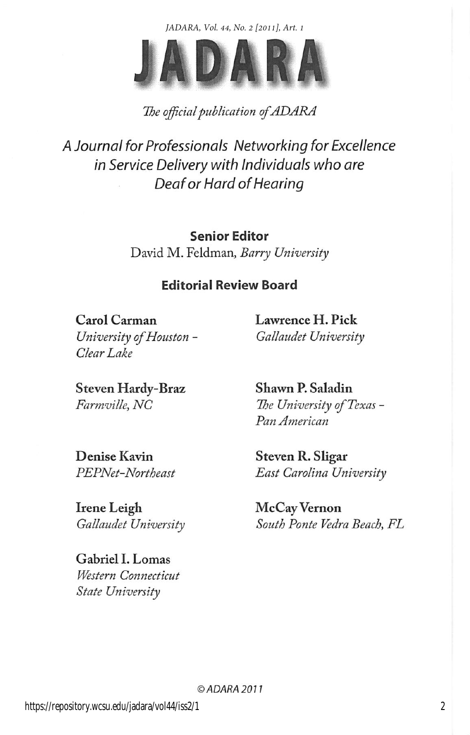# JADARA

*The official publication of ADARA*

*A Journal for Professionals Networking for Excellence in Service Delivery with Individuals who are Deaf or Hard of Hearing*

**Senior Editor**
David M. Feldman, *Barry University*

**Editorial Review Board**

**Carol Carman**
*University of Houston – Clear Lake*

**Steven Hardy-Braz**
*Farmville, NC*

**Denise Kavin**
*PEPNet-Northeast*

**Irene Leigh**
*Gallaudet University*

**Gabriel I. Lomas**
*Western Connecticut State University*

**Lawrence H. Pick**
*Gallaudet University*

**Shawn P. Saladin**
*The University of Texas – Pan American*

**Steven R. Sligar**
*East Carolina University*

**McCay Vernon**
*South Ponte Vedra Beach, FL*

© ADARA 2011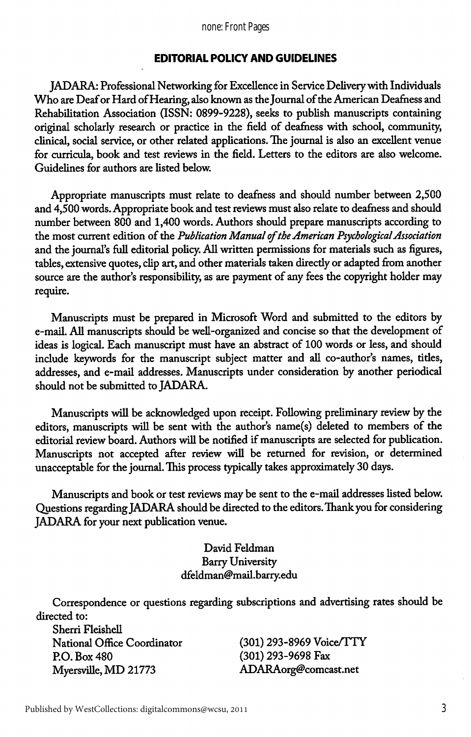## EDITORIAL POLICY AND GUIDELINES

JADARA: Professional Networking for Excellence in Service Delivery with Individuals Who are Deaf or Hard of Hearing, also known as the Journal of the American Deafness and Rehabilitation Association (ISSN: 0899-9228), seeks to publish manuscripts containing original scholarly research or practice in the field of deafness with school, community, clinical, social service, or other related applications. The journal is also an excellent venue for curricula, book and test reviews in the field. Letters to the editors are also welcome. Guidelines for authors are listed below.

Appropriate manuscripts must relate to deafness and should number between 2,500 and 4,500 words. Appropriate book and test reviews must also relate to deafness and should number between 800 and 1,400 words. Authors should prepare manuscripts according to the most current edition of the *Publication Manual of the American Psychological Association* and the journal's full editorial policy. All written permissions for materials such as figures, tables, extensive quotes, clip art, and other materials taken directly or adapted from another source are the author's responsibility, as are payment of any fees the copyright holder may require.

Manuscripts must be prepared in Microsoft Word and submitted to the editors by e-mail. All manuscripts should be well-organized and concise so that the development of ideas is logical. Each manuscript must have an abstract of 100 words or less, and should include keywords for the manuscript subject matter and all co-author's names, titles, addresses, and e-mail addresses. Manuscripts under consideration by another periodical should not be submitted to JADARA.

Manuscripts will be acknowledged upon receipt. Following preliminary review by the editors, manuscripts will be sent with the author's name(s) deleted to members of the editorial review board. Authors will be notified if manuscripts are selected for publication. Manuscripts not accepted after review will be returned for revision, or determined unacceptable for the journal. This process typically takes approximately 30 days.

Manuscripts and book or test reviews may be sent to the e-mail addresses listed below. Questions regarding JADARA should be directed to the editors. Thank you for considering JADARA for your next publication venue.

David Feldman
Barry University
dfeldman@mail.barry.edu

Correspondence or questions regarding subscriptions and advertising rates should be directed to:

Sherri Fleishell
National Office Coordinator
P.O. Box 480
Myersville, MD 21773

(301) 293-8969 Voice/TTY
(301) 293-9698 Fax
ADARAorg@comcast.net